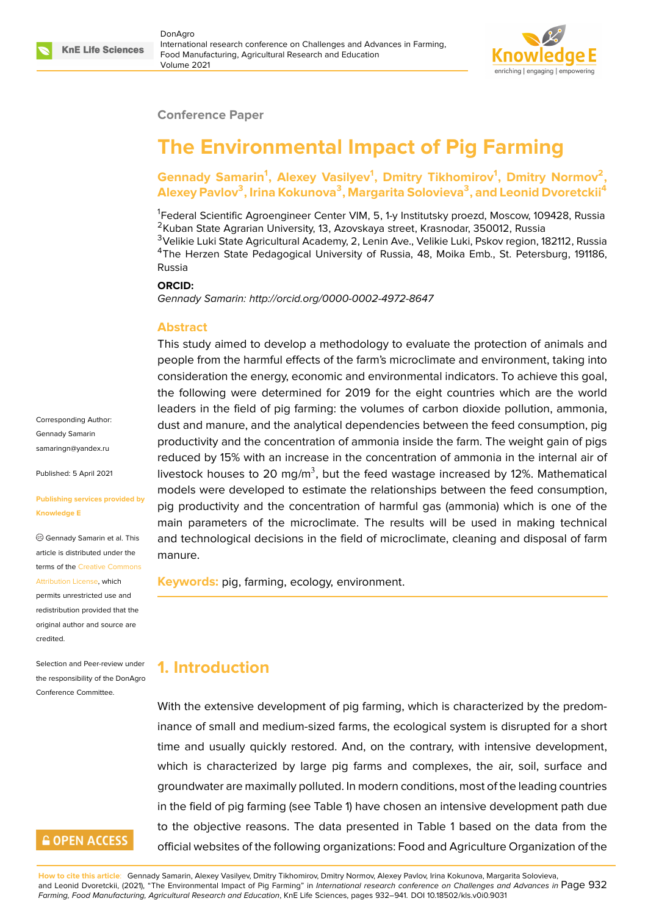Conference Paper

# The Environmental Impact of Pig Farming

**Gennady Samarin[1], Alexey Vasilyev[1], Dmitry Tikhomirov[1], Dmitry Normov[2], Alexey Pavlov[3], Irina Kokunova[3], Margarita Solovieva[3], and Leonid Dvoretckii[4]**

[1]Federal Scientific Agroengineer Center VIM, 5, 1-y Institutsky proezd, Moscow, 109428, Russia
[2]Kuban State Agrarian University, 13, Azovskaya street, Krasnodar, 350012, Russia
[3]Velikie Luki State Agricultural Academy, 2, Lenin Ave., Velikie Luki, Pskov region, 182112, Russia
[4]The Herzen State Pedagogical University of Russia, 48, Moika Emb., St. Petersburg, 191186, Russia

**ORCID:**

*Gennady Samarin: http://orcid.org/0000-0002-4972-8647*

Corresponding Author:
Gennady Samarin
samaringn@yandex.ru

Published: 5 April 2021

**Publishing services provided by Knowledge E**

Gennady Samarin et al. This article is distributed under the terms of the Creative Commons Attribution License, which permits unrestricted use and redistribution provided that the original author and source are credited.

Selection and Peer-review under the responsibility of the DonAgro Conference Committee.

## Abstract

This study aimed to develop a methodology to evaluate the protection of animals and people from the harmful effects of the farm's microclimate and environment, taking into consideration the energy, economic and environmental indicators. To achieve this goal, the following were determined for 2019 for the eight countries which are the world leaders in the field of pig farming: the volumes of carbon dioxide pollution, ammonia, dust and manure, and the analytical dependencies between the feed consumption, pig productivity and the concentration of ammonia inside the farm. The weight gain of pigs reduced by 15% with an increase in the concentration of ammonia in the internal air of livestock houses to 20 mg/m$^3$, but the feed wastage increased by 12%. Mathematical models were developed to estimate the relationships between the feed consumption, pig productivity and the concentration of harmful gas (ammonia) which is one of the main parameters of the microclimate. The results will be used in making technical and technological decisions in the field of microclimate, cleaning and disposal of farm manure.

**Keywords:** pig, farming, ecology, environment.

## 1. Introduction

With the extensive development of pig farming, which is characterized by the predominance of small and medium-sized farms, the ecological system is disrupted for a short time and usually quickly restored. And, on the contrary, with intensive development, which is characterized by large pig farms and complexes, the air, soil, surface and groundwater are maximally polluted. In modern conditions, most of the leading countries in the field of pig farming (see Table 1) have chosen an intensive development path due to the objective reasons. The data presented in Table 1 based on the data from the official websites of the following organizations: Food and Agriculture Organization of the

**How to cite this article**: Gennady Samarin, Alexey Vasilyev, Dmitry Tikhomirov, Dmitry Normov, Alexey Pavlov, Irina Kokunova, Margarita Solovieva, and Leonid Dvoretckii, (2021), "The Environmental Impact of Pig Farming" in *International research conference on Challenges and Advances in Farming, Food Manufacturing, Agricultural Research and Education*, KnE Life Sciences, pages 932–941. DOI 10.18502/kls.v0i0.9031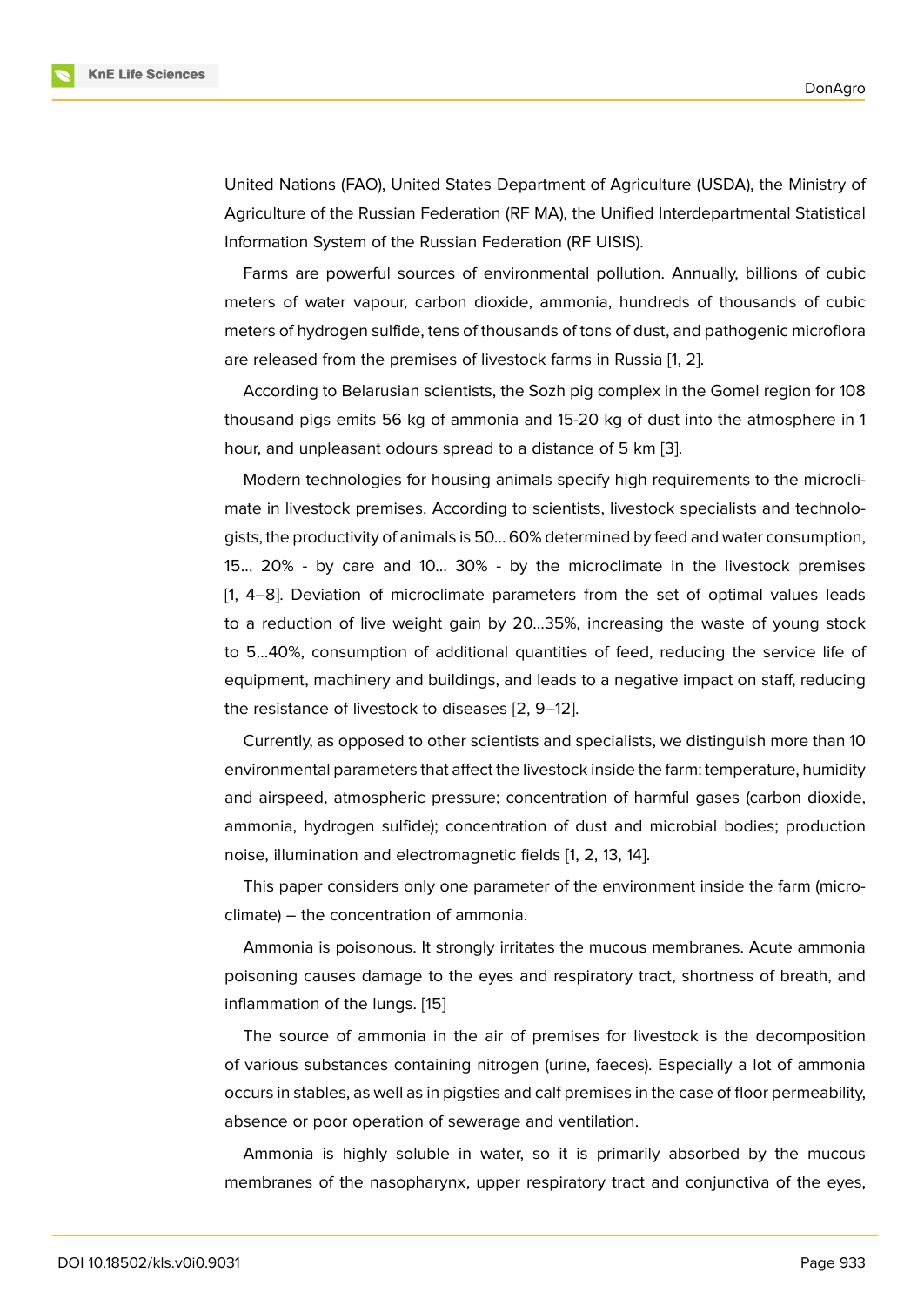United Nations (FAO), United States Department of Agriculture (USDA), the Ministry of Agriculture of the Russian Federation (RF MA), the Unified Interdepartmental Statistical Information System of the Russian Federation (RF UISIS).

Farms are powerful sources of environmental pollution. Annually, billions of cubic meters of water vapour, carbon dioxide, ammonia, hundreds of thousands of cubic meters of hydrogen sulfide, tens of thousands of tons of dust, and pathogenic microflora are released from the premises of livestock farms in Russia [1, 2].

According to Belarusian scientists, the Sozh pig complex in the Gomel region for 108 thousand pigs emits 56 kg of ammonia and 15-20 kg of dust into the atmosphere in 1 hour, and unpleasant odours spread to a distance of 5 km [3].

Modern technologies for housing animals specify high requirements to the microclimate in livestock premises. According to scientists, livestock specialists and technologists, the productivity of animals is 50... 60% determined by feed and water consumption, 15... 20% - by care and 10... 30% - by the microclimate in the livestock premises [1, 4–8]. Deviation of microclimate parameters from the set of optimal values leads to a reduction of live weight gain by 20...35%, increasing the waste of young stock to 5...40%, consumption of additional quantities of feed, reducing the service life of equipment, machinery and buildings, and leads to a negative impact on staff, reducing the resistance of livestock to diseases [2, 9–12].

Currently, as opposed to other scientists and specialists, we distinguish more than 10 environmental parameters that affect the livestock inside the farm: temperature, humidity and airspeed, atmospheric pressure; concentration of harmful gases (carbon dioxide, ammonia, hydrogen sulfide); concentration of dust and microbial bodies; production noise, illumination and electromagnetic fields [1, 2, 13, 14].

This paper considers only one parameter of the environment inside the farm (microclimate) – the concentration of ammonia.

Ammonia is poisonous. It strongly irritates the mucous membranes. Acute ammonia poisoning causes damage to the eyes and respiratory tract, shortness of breath, and inflammation of the lungs. [15]

The source of ammonia in the air of premises for livestock is the decomposition of various substances containing nitrogen (urine, faeces). Especially a lot of ammonia occurs in stables, as well as in pigsties and calf premises in the case of floor permeability, absence or poor operation of sewerage and ventilation.

Ammonia is highly soluble in water, so it is primarily absorbed by the mucous membranes of the nasopharynx, upper respiratory tract and conjunctiva of the eyes,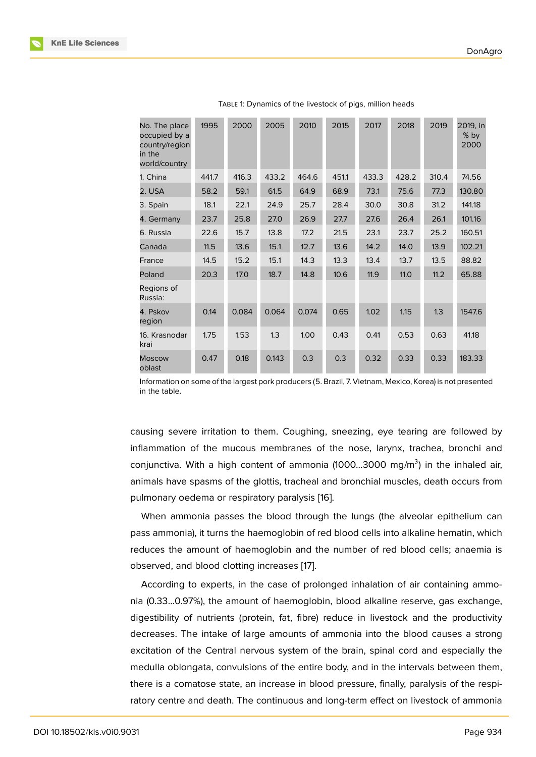Table 1: Dynamics of the livestock of pigs, million heads

| No. The place occupied by a country/region in the world/country | 1995 | 2000 | 2005 | 2010 | 2015 | 2017 | 2018 | 2019 | 2019, in % by 2000 |
|---|---|---|---|---|---|---|---|---|---|
| 1. China | 441.7 | 416.3 | 433.2 | 464.6 | 451.1 | 433.3 | 428.2 | 310.4 | 74.56 |
| 2. USA | 58.2 | 59.1 | 61.5 | 64.9 | 68.9 | 73.1 | 75.6 | 77.3 | 130.80 |
| 3. Spain | 18.1 | 22.1 | 24.9 | 25.7 | 28.4 | 30.0 | 30.8 | 31.2 | 141.18 |
| 4. Germany | 23.7 | 25.8 | 27.0 | 26.9 | 27.7 | 27.6 | 26.4 | 26.1 | 101.16 |
| 6. Russia | 22.6 | 15.7 | 13.8 | 17.2 | 21.5 | 23.1 | 23.7 | 25.2 | 160.51 |
| Canada | 11.5 | 13.6 | 15.1 | 12.7 | 13.6 | 14.2 | 14.0 | 13.9 | 102.21 |
| France | 14.5 | 15.2 | 15.1 | 14.3 | 13.3 | 13.4 | 13.7 | 13.5 | 88.82 |
| Poland | 20.3 | 17.0 | 18.7 | 14.8 | 10.6 | 11.9 | 11.0 | 11.2 | 65.88 |
| Regions of Russia: | | | | | | | | | |
| 4. Pskov region | 0.14 | 0.084 | 0.064 | 0.074 | 0.65 | 1.02 | 1.15 | 1.3 | 1547.6 |
| 16. Krasnodar krai | 1.75 | 1.53 | 1.3 | 1.00 | 0.43 | 0.41 | 0.53 | 0.63 | 41.18 |
| Moscow oblast | 0.47 | 0.18 | 0.143 | 0.3 | 0.3 | 0.32 | 0.33 | 0.33 | 183.33 |

Information on some of the largest pork producers (5. Brazil, 7. Vietnam, Mexico, Korea) is not presented in the table.

causing severe irritation to them. Coughing, sneezing, eye tearing are followed by inflammation of the mucous membranes of the nose, larynx, trachea, bronchi and conjunctiva. With a high content of ammonia (1000...3000 mg/m$^3$) in the inhaled air, animals have spasms of the glottis, tracheal and bronchial muscles, death occurs from pulmonary oedema or respiratory paralysis [16].

When ammonia passes the blood through the lungs (the alveolar epithelium can pass ammonia), it turns the haemoglobin of red blood cells into alkaline hematin, which reduces the amount of haemoglobin and the number of red blood cells; anaemia is observed, and blood clotting increases [17].

According to experts, in the case of prolonged inhalation of air containing ammonia (0.33...0.97%), the amount of haemoglobin, blood alkaline reserve, gas exchange, digestibility of nutrients (protein, fat, fibre) reduce in livestock and the productivity decreases. The intake of large amounts of ammonia into the blood causes a strong excitation of the Central nervous system of the brain, spinal cord and especially the medulla oblongata, convulsions of the entire body, and in the intervals between them, there is a comatose state, an increase in blood pressure, finally, paralysis of the respiratory centre and death. The continuous and long-term effect on livestock of ammonia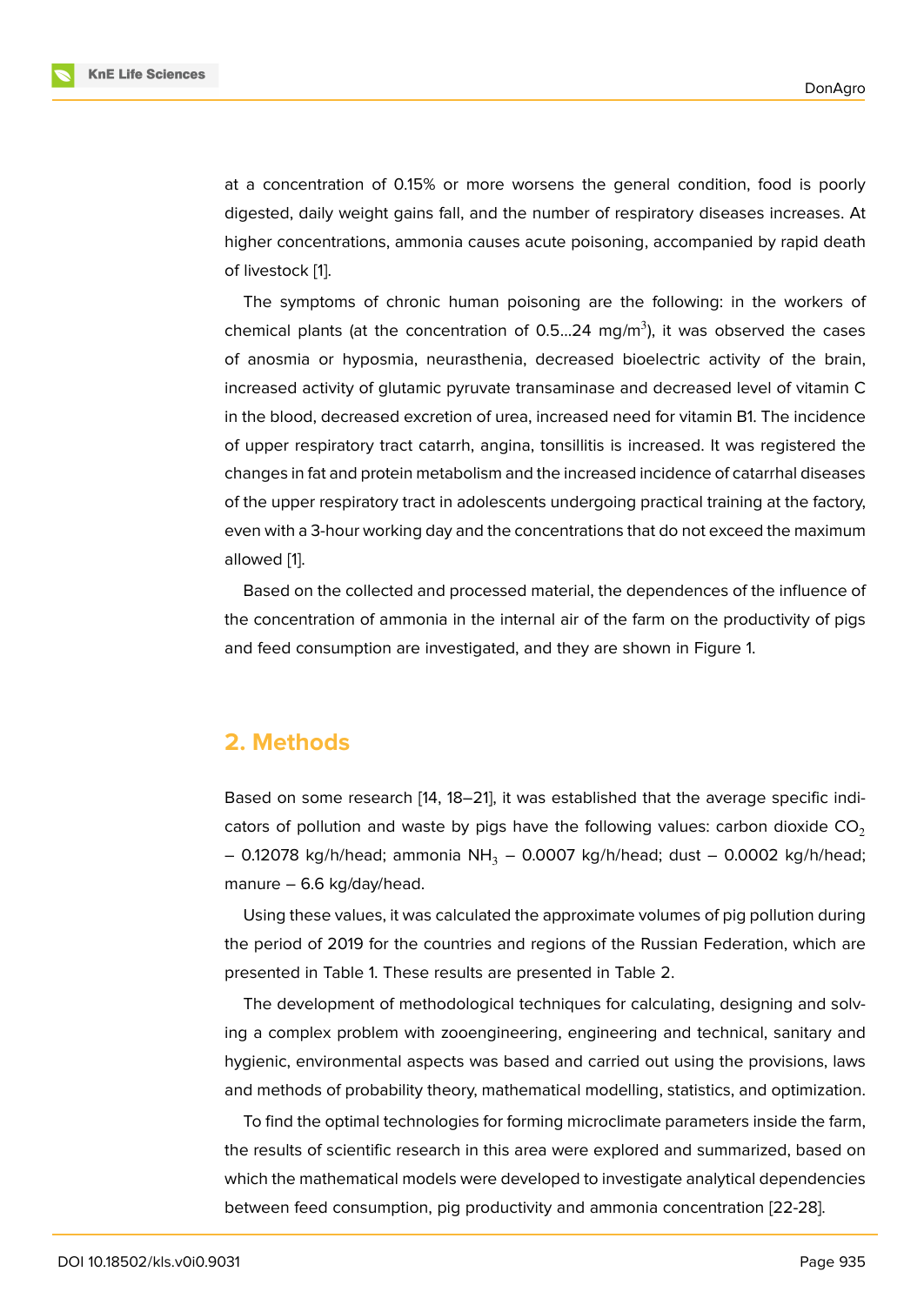at a concentration of 0.15% or more worsens the general condition, food is poorly digested, daily weight gains fall, and the number of respiratory diseases increases. At higher concentrations, ammonia causes acute poisoning, accompanied by rapid death of livestock [1].

The symptoms of chronic human poisoning are the following: in the workers of chemical plants (at the concentration of 0.5…24 mg/m$^3$), it was observed the cases of anosmia or hyposmia, neurasthenia, decreased bioelectric activity of the brain, increased activity of glutamic pyruvate transaminase and decreased level of vitamin C in the blood, decreased excretion of urea, increased need for vitamin B1. The incidence of upper respiratory tract catarrh, angina, tonsillitis is increased. It was registered the changes in fat and protein metabolism and the increased incidence of catarrhal diseases of the upper respiratory tract in adolescents undergoing practical training at the factory, even with a 3-hour working day and the concentrations that do not exceed the maximum allowed [1].

Based on the collected and processed material, the dependences of the influence of the concentration of ammonia in the internal air of the farm on the productivity of pigs and feed consumption are investigated, and they are shown in Figure 1.

## 2. Methods

Based on some research [14, 18–21], it was established that the average specific indicators of pollution and waste by pigs have the following values: carbon dioxide $CO_2$ – 0.12078 kg/h/head; ammonia $NH_3$ – 0.0007 kg/h/head; dust – 0.0002 kg/h/head; manure – 6.6 kg/day/head.

Using these values, it was calculated the approximate volumes of pig pollution during the period of 2019 for the countries and regions of the Russian Federation, which are presented in Table 1. These results are presented in Table 2.

The development of methodological techniques for calculating, designing and solving a complex problem with zooengineering, engineering and technical, sanitary and hygienic, environmental aspects was based and carried out using the provisions, laws and methods of probability theory, mathematical modelling, statistics, and optimization.

To find the optimal technologies for forming microclimate parameters inside the farm, the results of scientific research in this area were explored and summarized, based on which the mathematical models were developed to investigate analytical dependencies between feed consumption, pig productivity and ammonia concentration [22-28].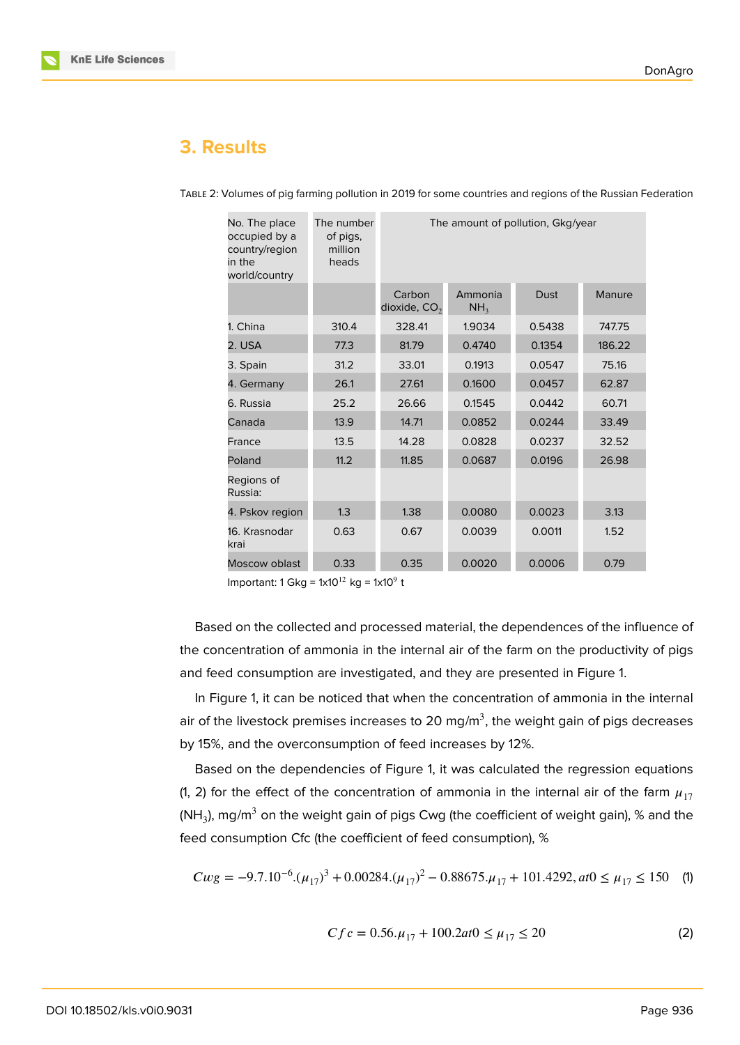## 3. Results

TABLE 2: Volumes of pig farming pollution in 2019 for some countries and regions of the Russian Federation

| No. The place occupied by a country/region in the world/country | The number of pigs, million heads | The amount of pollution, Gkg/year | | | |
|---|---|---|---|---|---|
| | | Carbon dioxide, $CO_2$ | Ammonia $NH_3$ | Dust | Manure |
| 1. China | 310.4 | 328.41 | 1.9034 | 0.5438 | 747.75 |
| 2. USA | 77.3 | 81.79 | 0.4740 | 0.1354 | 186.22 |
| 3. Spain | 31.2 | 33.01 | 0.1913 | 0.0547 | 75.16 |
| 4. Germany | 26.1 | 27.61 | 0.1600 | 0.0457 | 62.87 |
| 6. Russia | 25.2 | 26.66 | 0.1545 | 0.0442 | 60.71 |
| Canada | 13.9 | 14.71 | 0.0852 | 0.0244 | 33.49 |
| France | 13.5 | 14.28 | 0.0828 | 0.0237 | 32.52 |
| Poland | 11.2 | 11.85 | 0.0687 | 0.0196 | 26.98 |
| Regions of Russia: | | | | | |
| 4. Pskov region | 1.3 | 1.38 | 0.0080 | 0.0023 | 3.13 |
| 16. Krasnodar krai | 0.63 | 0.67 | 0.0039 | 0.0011 | 1.52 |
| Moscow oblast | 0.33 | 0.35 | 0.0020 | 0.0006 | 0.79 |

Important: 1 Gkg = $1x10^{12}$ kg = $1x10^{9}$ t

Based on the collected and processed material, the dependences of the influence of the concentration of ammonia in the internal air of the farm on the productivity of pigs and feed consumption are investigated, and they are presented in Figure 1.

In Figure 1, it can be noticed that when the concentration of ammonia in the internal air of the livestock premises increases to 20 mg/m$^3$, the weight gain of pigs decreases by 15%, and the overconsumption of feed increases by 12%.

Based on the dependencies of Figure 1, it was calculated the regression equations (1, 2) for the effect of the concentration of ammonia in the internal air of the farm $\mu_{17}$ ($NH_3$), mg/m$^3$ on the weight gain of pigs Cwg (the coefficient of weight gain), % and the feed consumption Cfc (the coefficient of feed consumption), %

$$Cwg = -9.7.10^{-6}.(\mu_{17})^3 + 0.00284.(\mu_{17})^2 - 0.88675.\mu_{17} + 101.4292, at 0 \leq \mu_{17} \leq 150 \quad (1)$$

$$Cfc = 0.56.\mu_{17} + 100.2 at 0 \leq \mu_{17} \leq 20 \quad (2)$$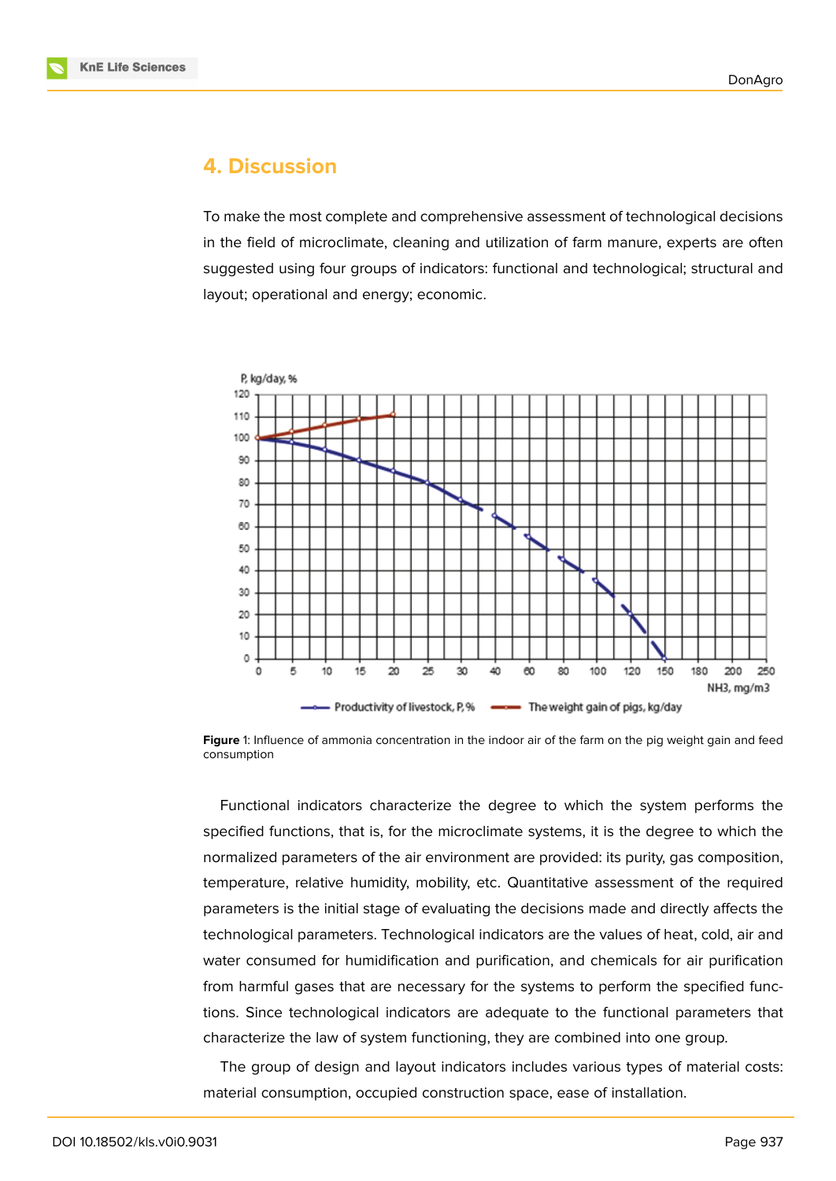## 4. Discussion

To make the most complete and comprehensive assessment of technological decisions in the field of microclimate, cleaning and utilization of farm manure, experts are often suggested using four groups of indicators: functional and technological; structural and layout; operational and energy; economic.

**Figure** 1: Influence of ammonia concentration in the indoor air of the farm on the pig weight gain and feed consumption

Functional indicators characterize the degree to which the system performs the specified functions, that is, for the microclimate systems, it is the degree to which the normalized parameters of the air environment are provided: its purity, gas composition, temperature, relative humidity, mobility, etc. Quantitative assessment of the required parameters is the initial stage of evaluating the decisions made and directly affects the technological parameters. Technological indicators are the values of heat, cold, air and water consumed for humidification and purification, and chemicals for air purification from harmful gases that are necessary for the systems to perform the specified functions. Since technological indicators are adequate to the functional parameters that characterize the law of system functioning, they are combined into one group.

The group of design and layout indicators includes various types of material costs: material consumption, occupied construction space, ease of installation.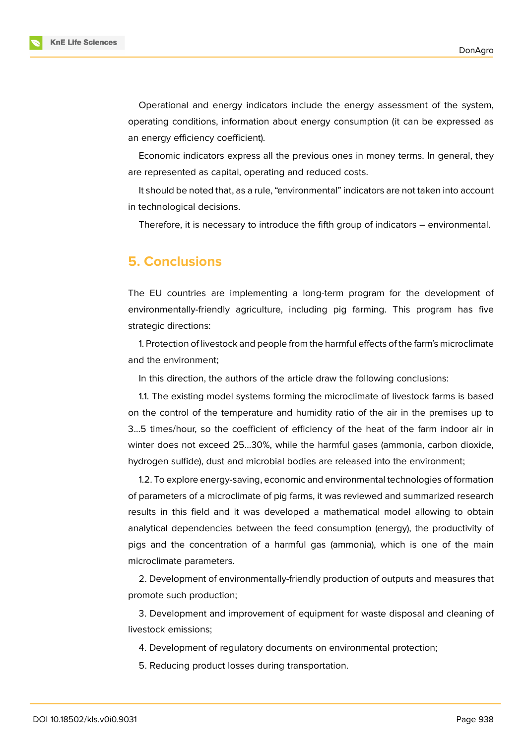Operational and energy indicators include the energy assessment of the system, operating conditions, information about energy consumption (it can be expressed as an energy efficiency coefficient).

Economic indicators express all the previous ones in money terms. In general, they are represented as capital, operating and reduced costs.

It should be noted that, as a rule, "environmental" indicators are not taken into account in technological decisions.

Therefore, it is necessary to introduce the fifth group of indicators – environmental.

## 5. Conclusions

The EU countries are implementing a long-term program for the development of environmentally-friendly agriculture, including pig farming. This program has five strategic directions:

1. Protection of livestock and people from the harmful effects of the farm's microclimate and the environment;

In this direction, the authors of the article draw the following conclusions:

1.1. The existing model systems forming the microclimate of livestock farms is based on the control of the temperature and humidity ratio of the air in the premises up to 3...5 times/hour, so the coefficient of efficiency of the heat of the farm indoor air in winter does not exceed 25...30%, while the harmful gases (ammonia, carbon dioxide, hydrogen sulfide), dust and microbial bodies are released into the environment;

1.2. To explore energy-saving, economic and environmental technologies of formation of parameters of a microclimate of pig farms, it was reviewed and summarized research results in this field and it was developed a mathematical model allowing to obtain analytical dependencies between the feed consumption (energy), the productivity of pigs and the concentration of a harmful gas (ammonia), which is one of the main microclimate parameters.

2. Development of environmentally-friendly production of outputs and measures that promote such production;

3. Development and improvement of equipment for waste disposal and cleaning of livestock emissions;

4. Development of regulatory documents on environmental protection;

5. Reducing product losses during transportation.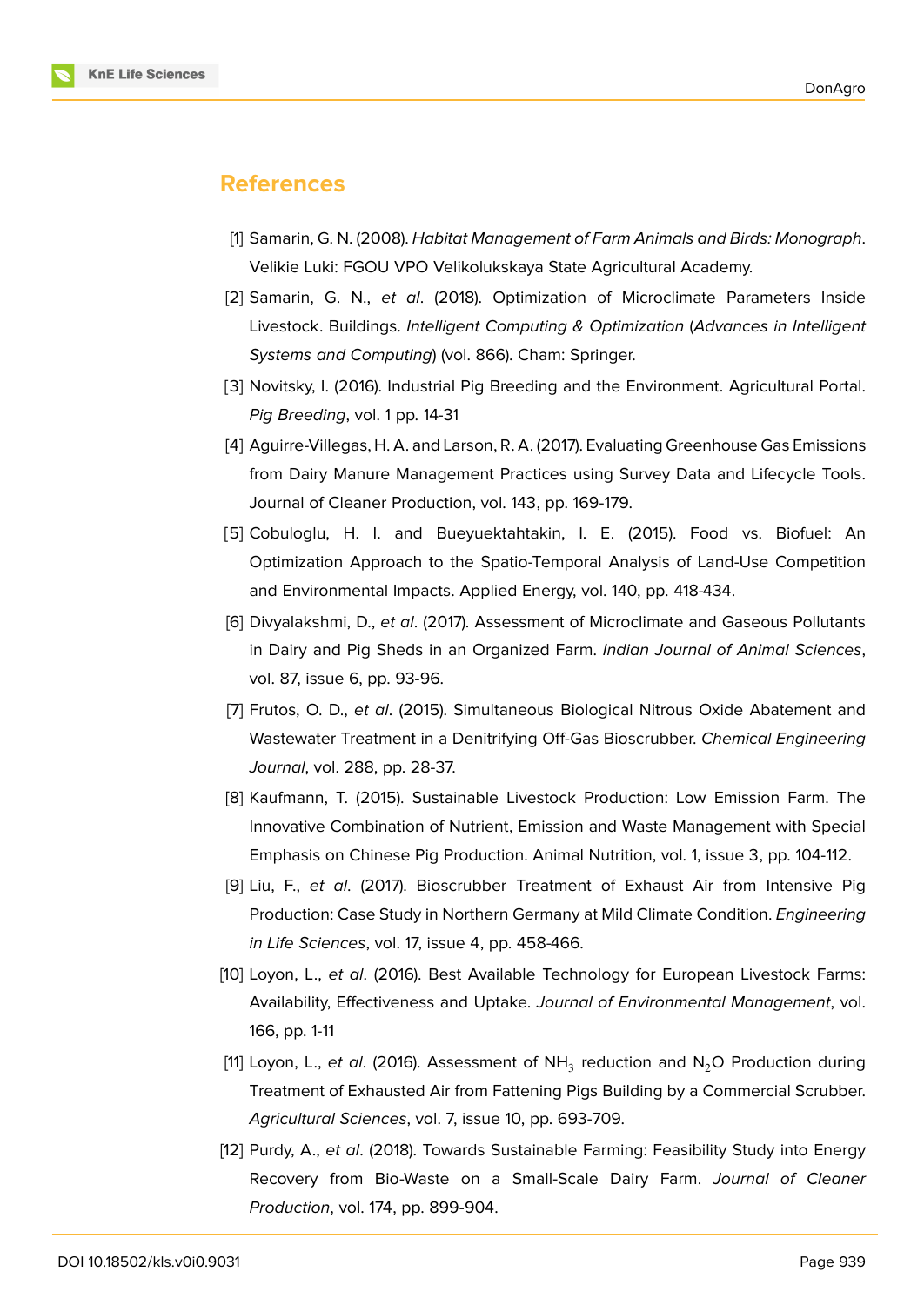## References

[1] Samarin, G. N. (2008). *Habitat Management of Farm Animals and Birds: Monograph*. Velikie Luki: FGOU VPO Velikolukskaya State Agricultural Academy.

[2] Samarin, G. N., *et al*. (2018). Optimization of Microclimate Parameters Inside Livestock. Buildings. *Intelligent Computing & Optimization* (*Advances in Intelligent Systems and Computing*) (vol. 866). Cham: Springer.

[3] Novitsky, I. (2016). Industrial Pig Breeding and the Environment. Agricultural Portal. *Pig Breeding*, vol. 1 pp. 14-31

[4] Aguirre-Villegas, H. A. and Larson, R. A. (2017). Evaluating Greenhouse Gas Emissions from Dairy Manure Management Practices using Survey Data and Lifecycle Tools. Journal of Cleaner Production, vol. 143, pp. 169-179.

[5] Cobuloglu, H. I. and Bueyuektahtakin, I. E. (2015). Food vs. Biofuel: An Optimization Approach to the Spatio-Temporal Analysis of Land-Use Competition and Environmental Impacts. Applied Energy, vol. 140, pp. 418-434.

[6] Divyalakshmi, D., *et al*. (2017). Assessment of Microclimate and Gaseous Pollutants in Dairy and Pig Sheds in an Organized Farm. *Indian Journal of Animal Sciences*, vol. 87, issue 6, pp. 93-96.

[7] Frutos, O. D., *et al*. (2015). Simultaneous Biological Nitrous Oxide Abatement and Wastewater Treatment in a Denitrifying Off-Gas Bioscrubber. *Chemical Engineering Journal*, vol. 288, pp. 28-37.

[8] Kaufmann, T. (2015). Sustainable Livestock Production: Low Emission Farm. The Innovative Combination of Nutrient, Emission and Waste Management with Special Emphasis on Chinese Pig Production. Animal Nutrition, vol. 1, issue 3, pp. 104-112.

[9] Liu, F., *et al*. (2017). Bioscrubber Treatment of Exhaust Air from Intensive Pig Production: Case Study in Northern Germany at Mild Climate Condition. *Engineering in Life Sciences*, vol. 17, issue 4, pp. 458-466.

[10] Loyon, L., *et al*. (2016). Best Available Technology for European Livestock Farms: Availability, Effectiveness and Uptake. *Journal of Environmental Management*, vol. 166, pp. 1-11

[11] Loyon, L., *et al*. (2016). Assessment of $NH_3$ reduction and $N_2O$ Production during Treatment of Exhausted Air from Fattening Pigs Building by a Commercial Scrubber. *Agricultural Sciences*, vol. 7, issue 10, pp. 693-709.

[12] Purdy, A., *et al*. (2018). Towards Sustainable Farming: Feasibility Study into Energy Recovery from Bio-Waste on a Small-Scale Dairy Farm. *Journal of Cleaner Production*, vol. 174, pp. 899-904.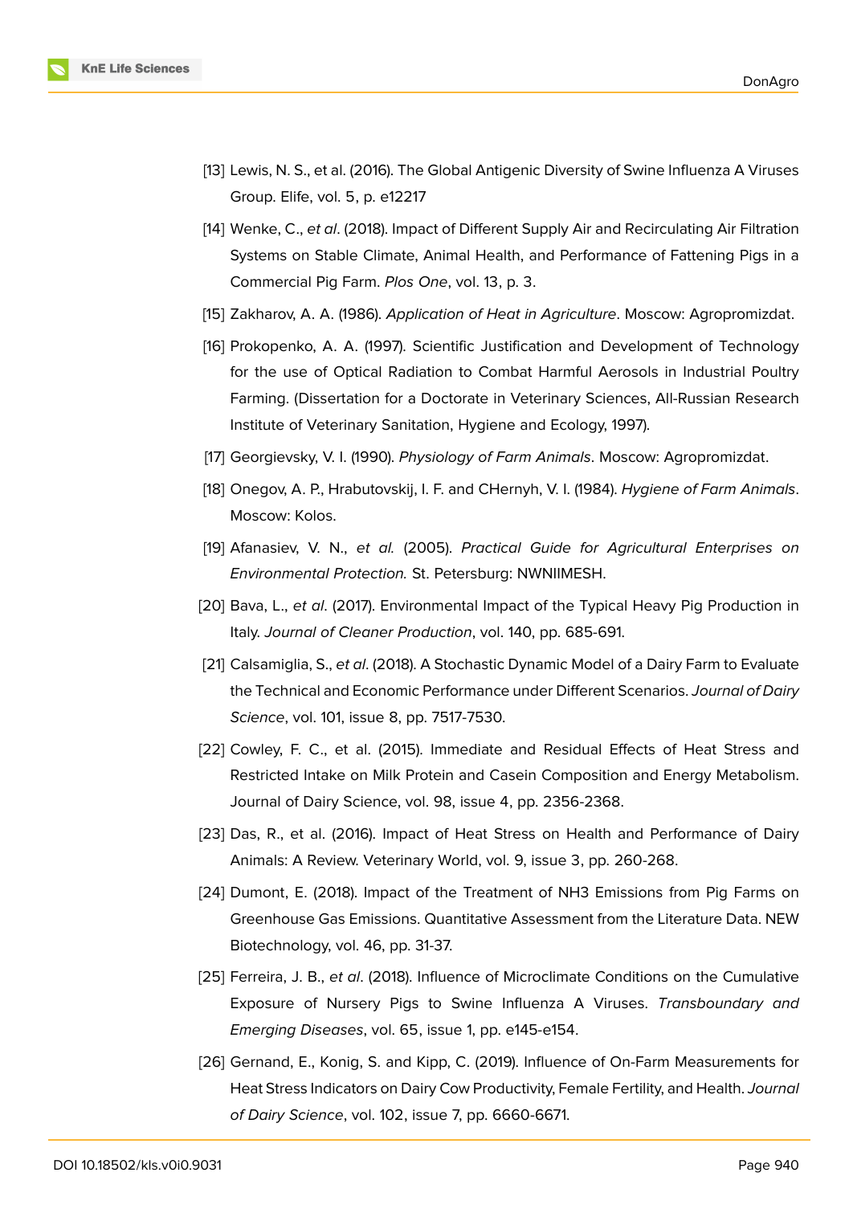[13] Lewis, N. S., et al. (2016). The Global Antigenic Diversity of Swine Influenza A Viruses Group. Elife, vol. 5, p. e12217

[14] Wenke, C., *et al*. (2018). Impact of Different Supply Air and Recirculating Air Filtration Systems on Stable Climate, Animal Health, and Performance of Fattening Pigs in a Commercial Pig Farm. *Plos One*, vol. 13, p. 3.

[15] Zakharov, A. A. (1986). *Application of Heat in Agriculture*. Moscow: Agropromizdat.

[16] Prokopenko, A. A. (1997). Scientific Justification and Development of Technology for the use of Optical Radiation to Combat Harmful Aerosols in Industrial Poultry Farming. (Dissertation for a Doctorate in Veterinary Sciences, All-Russian Research Institute of Veterinary Sanitation, Hygiene and Ecology, 1997).

[17] Georgievsky, V. I. (1990). *Physiology of Farm Animals*. Moscow: Agropromizdat.

[18] Onegov, A. P., Hrabutovskij, I. F. and CHernyh, V. I. (1984). *Hygiene of Farm Animals*. Moscow: Kolos.

[19] Afanasiev, V. N., *et al.* (2005). *Practical Guide for Agricultural Enterprises on Environmental Protection.* St. Petersburg: NWNIIMESH.

[20] Bava, L., *et al*. (2017). Environmental Impact of the Typical Heavy Pig Production in Italy. *Journal of Cleaner Production*, vol. 140, pp. 685-691.

[21] Calsamiglia, S., *et al*. (2018). A Stochastic Dynamic Model of a Dairy Farm to Evaluate the Technical and Economic Performance under Different Scenarios. *Journal of Dairy Science*, vol. 101, issue 8, pp. 7517-7530.

[22] Cowley, F. C., et al. (2015). Immediate and Residual Effects of Heat Stress and Restricted Intake on Milk Protein and Casein Composition and Energy Metabolism. Journal of Dairy Science, vol. 98, issue 4, pp. 2356-2368.

[23] Das, R., et al. (2016). Impact of Heat Stress on Health and Performance of Dairy Animals: A Review. Veterinary World, vol. 9, issue 3, pp. 260-268.

[24] Dumont, E. (2018). Impact of the Treatment of NH3 Emissions from Pig Farms on Greenhouse Gas Emissions. Quantitative Assessment from the Literature Data. NEW Biotechnology, vol. 46, pp. 31-37.

[25] Ferreira, J. B., *et al*. (2018). Influence of Microclimate Conditions on the Cumulative Exposure of Nursery Pigs to Swine Influenza A Viruses. *Transboundary and Emerging Diseases*, vol. 65, issue 1, pp. e145-e154.

[26] Gernand, E., Konig, S. and Kipp, C. (2019). Influence of On-Farm Measurements for Heat Stress Indicators on Dairy Cow Productivity, Female Fertility, and Health. *Journal of Dairy Science*, vol. 102, issue 7, pp. 6660-6671.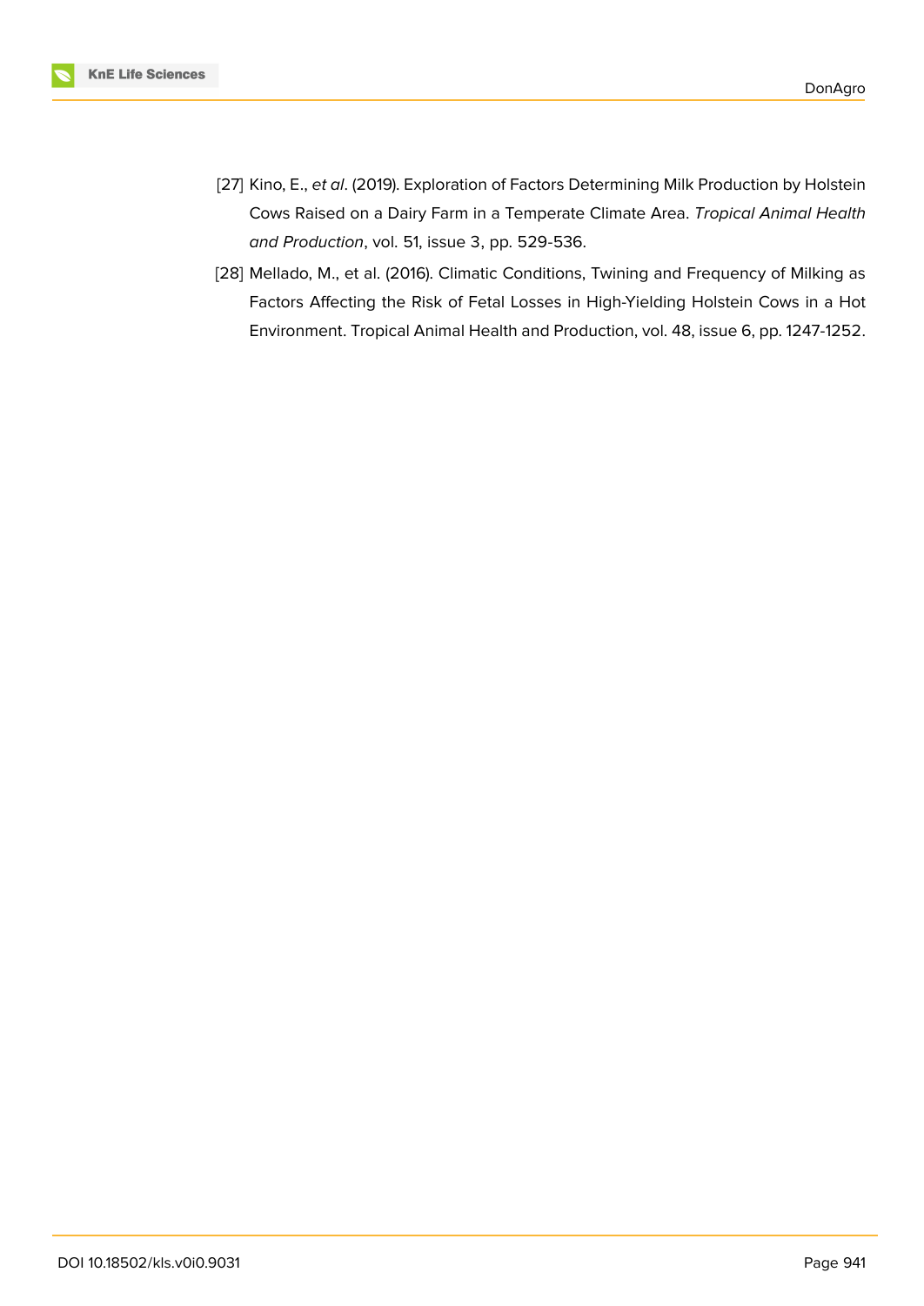[27] Kino, E., *et al*. (2019). Exploration of Factors Determining Milk Production by Holstein Cows Raised on a Dairy Farm in a Temperate Climate Area. *Tropical Animal Health and Production*, vol. 51, issue 3, pp. 529-536.

[28] Mellado, M., et al. (2016). Climatic Conditions, Twining and Frequency of Milking as Factors Affecting the Risk of Fetal Losses in High-Yielding Holstein Cows in a Hot Environment. Tropical Animal Health and Production, vol. 48, issue 6, pp. 1247-1252.